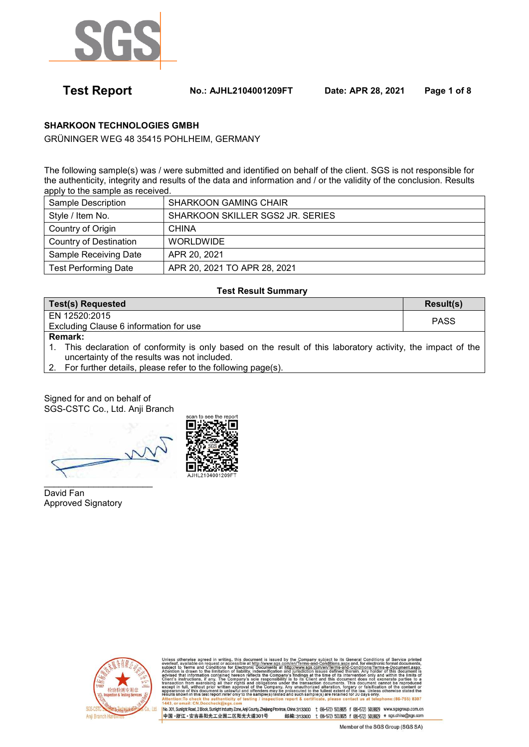# Test Report

**No.: AJHL2104001209FT** **Date: APR 28, 2021**

**SHARKOON TECHNOLOGIES GMBH**

GRÜNINGER WEG 48 35415 POHLHEIM, GERMANY

The following sample(s) was / were submitted and identified on behalf of the client. SGS is not responsible for the authenticity, integrity and results of the data and information and / or the validity of the conclusion. Results apply to the sample as received.

| | |
|---|---|
| Sample Description | SHARKOON GAMING CHAIR |
| Style / Item No. | SHARKOON SKILLER SGS2 JR. SERIES |
| Country of Origin | CHINA |
| Country of Destination | WORLDWIDE |
| Sample Receiving Date | APR 20, 2021 |
| Test Performing Date | APR 20, 2021 TO APR 28, 2021 |

**Test Result Summary**

| Test(s) Requested | Result(s) |
|---|---|
| EN 12520:2015<br>Excluding Clause 6 information for use | PASS |

**Remark:**

1. This declaration of conformity is only based on the result of this laboratory activity, the impact of the uncertainty of the results was not included.
2. For further details, please refer to the following page(s).

Signed for and on behalf of
SGS-CSTC Co., Ltd. Anji Branch

scan to see the report
AJHL2104001209FT

David Fan
Approved Signatory

Unless otherwise agreed in writing, this document is issued by the Company subject to its General Conditions of Service printed overleaf, available on request or accessible at http://www.sgs.com/en/Terms-and-Conditions.aspx and, for electronic format documents, subject to Terms and Conditions for Electronic Documents at http://www.sgs.com/en/Terms-and-Conditions/Terms-e-Document.aspx. Attention is drawn to the limitation of liability, indemnification and jurisdiction issues defined therein. Any holder of this document is advised that information contained hereon reflects the Company's findings at the time of its intervention only and within the limits of Client's instructions, if any. The Company's sole responsibility is to its Client and this document does not exonerate parties to a transaction from exercising all their rights and obligations under the transaction documents. This document cannot be reproduced except in full, without prior written approval of the Company. Any unauthorized alteration, forgery or falsification of the content or appearance of this document is unlawful and offenders may be prosecuted to the fullest extent of the law. Unless otherwise stated the results shown in this test report refer only to the sample(s) tested and such sample(s) are retained for 30 days only.

Attention:To check the authenticity of testing / inspection report & certificate, please contact us at telephone:(86-755) 8307 1443, or email: CN.Doccheck@sgs.com

No. 301, Sunlight Road, 2 Block, Sunlight Industry Zone, Anji County, Zhejiang Province, China 313300 t (86-572) 5018825 f (86-572) 5018829 www.sgsgroup.com.cn

中国·浙江·安吉县阳光工业园二区阳光大道301号 邮编:313300 t (86-572) 5018825 f (86-572) 5018829 e sgs.china@sgs.com

Member of the SGS Group (SGS SA)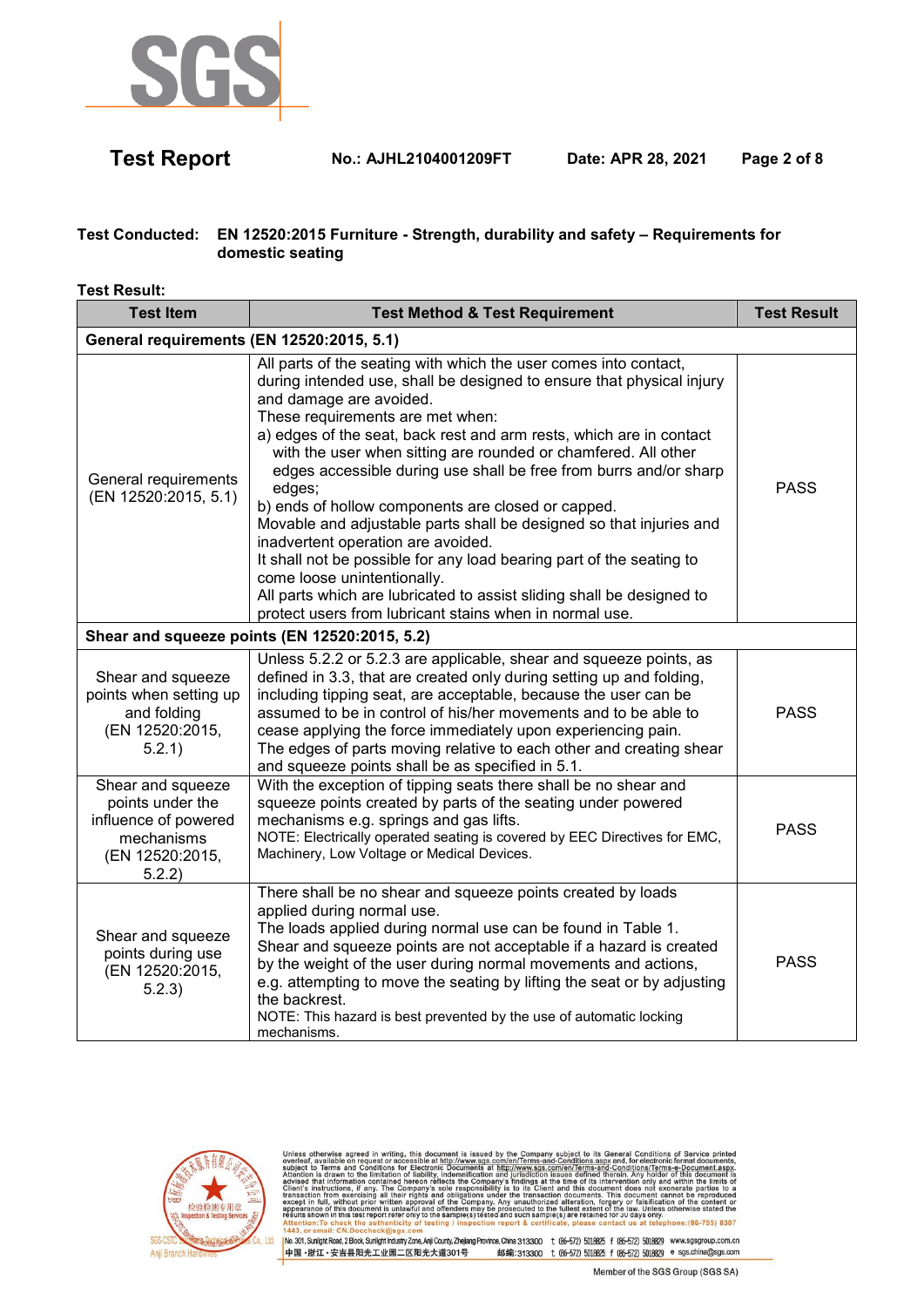**Test Conducted:** EN 12520:2015 Furniture - Strength, durability and safety – Requirements for domestic seating

**Test Result:**

| Test Item | Test Method & Test Requirement | Test Result |
|---|---|---|
| **General requirements (EN 12520:2015, 5.1)** | | |
| General requirements (EN 12520:2015, 5.1) | All parts of the seating with which the user comes into contact, during intended use, shall be designed to ensure that physical injury and damage are avoided.<br>These requirements are met when:<br>a) edges of the seat, back rest and arm rests, which are in contact with the user when sitting are rounded or chamfered. All other edges accessible during use shall be free from burrs and/or sharp edges;<br>b) ends of hollow components are closed or capped.<br>Movable and adjustable parts shall be designed so that injuries and inadvertent operation are avoided.<br>It shall not be possible for any load bearing part of the seating to come loose unintentionally.<br>All parts which are lubricated to assist sliding shall be designed to protect users from lubricant stains when in normal use. | PASS |
| **Shear and squeeze points (EN 12520:2015, 5.2)** | | |
| Shear and squeeze points when setting up and folding (EN 12520:2015, 5.2.1) | Unless 5.2.2 or 5.2.3 are applicable, shear and squeeze points, as defined in 3.3, that are created only during setting up and folding, including tipping seat, are acceptable, because the user can be assumed to be in control of his/her movements and to be able to cease applying the force immediately upon experiencing pain.<br>The edges of parts moving relative to each other and creating shear and squeeze points shall be as specified in 5.1. | PASS |
| Shear and squeeze points under the influence of powered mechanisms (EN 12520:2015, 5.2.2) | With the exception of tipping seats there shall be no shear and squeeze points created by parts of the seating under powered mechanisms e.g. springs and gas lifts.<br>NOTE: Electrically operated seating is covered by EEC Directives for EMC, Machinery, Low Voltage or Medical Devices. | PASS |
| Shear and squeeze points during use (EN 12520:2015, 5.2.3) | There shall be no shear and squeeze points created by loads applied during normal use.<br>The loads applied during normal use can be found in Table 1.<br>Shear and squeeze points are not acceptable if a hazard is created by the weight of the user during normal movements and actions, e.g. attempting to move the seating by lifting the seat or by adjusting the backrest.<br>NOTE: This hazard is best prevented by the use of automatic locking mechanisms. | PASS |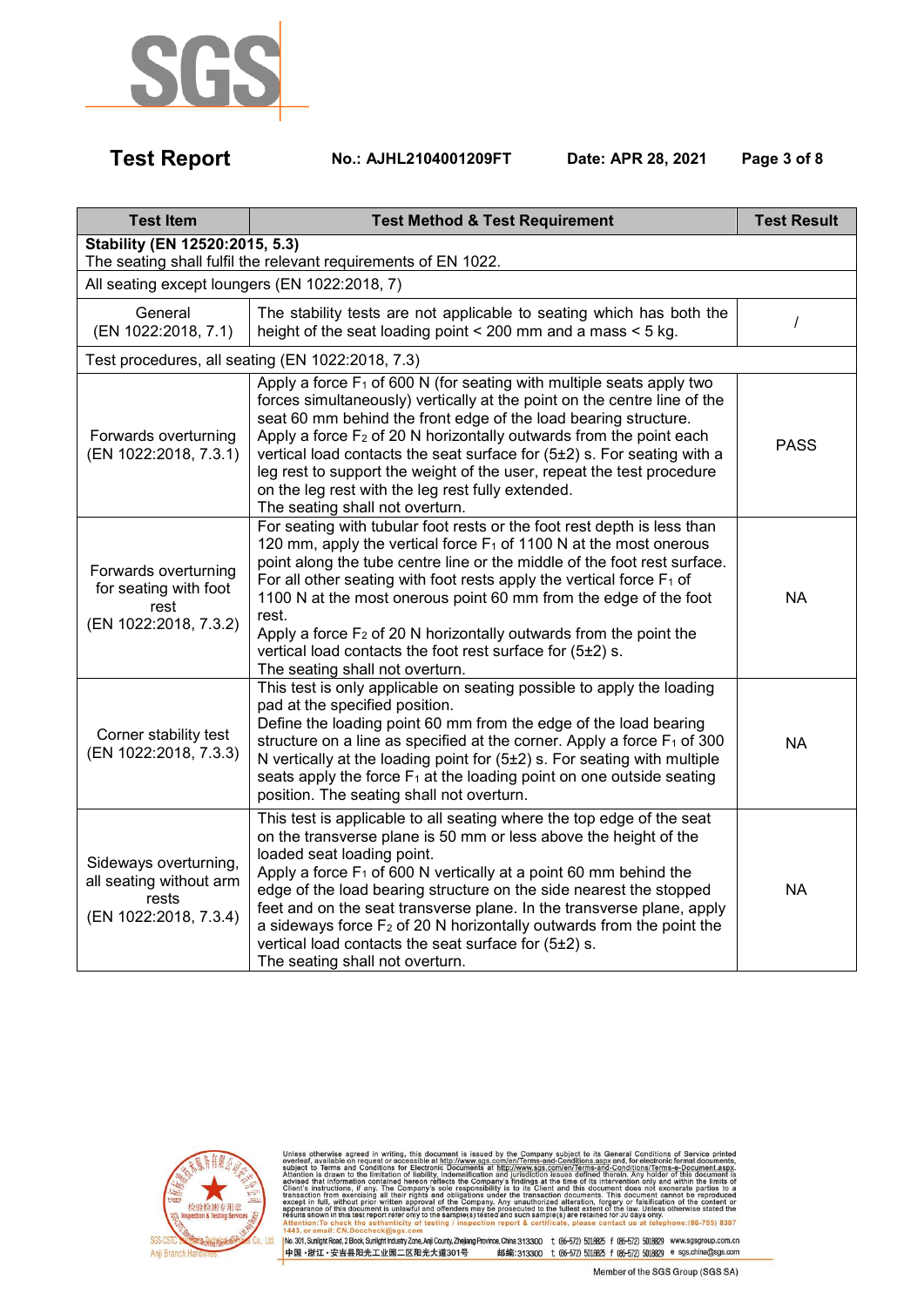| Test Item | Test Method & Test Requirement | Test Result |
|---|---|---|
| **Stability (EN 12520:2015, 5.3)**<br>The seating shall fulfil the relevant requirements of EN 1022. | | |
| All seating except loungers (EN 1022:2018, 7) | | |
| General<br>(EN 1022:2018, 7.1) | The stability tests are not applicable to seating which has both the height of the seat loading point < 200 mm and a mass < 5 kg. | / |
| Test procedures, all seating (EN 1022:2018, 7.3) | | |
| Forwards overturning<br>(EN 1022:2018, 7.3.1) | Apply a force $F_1$ of 600 N (for seating with multiple seats apply two forces simultaneously) vertically at the point on the centre line of the seat 60 mm behind the front edge of the load bearing structure.<br>Apply a force $F_2$ of 20 N horizontally outwards from the point each vertical load contacts the seat surface for (5±2) s. For seating with a leg rest to support the weight of the user, repeat the test procedure on the leg rest with the leg rest fully extended.<br>The seating shall not overturn. | PASS |
| Forwards overturning for seating with foot rest<br>(EN 1022:2018, 7.3.2) | For seating with tubular foot rests or the foot rest depth is less than 120 mm, apply the vertical force $F_1$ of 1100 N at the most onerous point along the tube centre line or the middle of the foot rest surface.<br>For all other seating with foot rests apply the vertical force $F_1$ of 1100 N at the most onerous point 60 mm from the edge of the foot rest.<br>Apply a force $F_2$ of 20 N horizontally outwards from the point the vertical load contacts the foot rest surface for (5±2) s.<br>The seating shall not overturn. | NA |
| Corner stability test<br>(EN 1022:2018, 7.3.3) | This test is only applicable on seating possible to apply the loading pad at the specified position.<br>Define the loading point 60 mm from the edge of the load bearing structure on a line as specified at the corner. Apply a force $F_1$ of 300 N vertically at the loading point for (5±2) s. For seating with multiple seats apply the force $F_1$ at the loading point on one outside seating position. The seating shall not overturn. | NA |
| Sideways overturning, all seating without arm rests<br>(EN 1022:2018, 7.3.4) | This test is applicable to all seating where the top edge of the seat on the transverse plane is 50 mm or less above the height of the loaded seat loading point.<br>Apply a force $F_1$ of 600 N vertically at a point 60 mm behind the edge of the load bearing structure on the side nearest the stopped feet and on the seat transverse plane. In the transverse plane, apply a sideways force $F_2$ of 20 N horizontally outwards from the point the vertical load contacts the seat surface for (5±2) s.<br>The seating shall not overturn. | NA |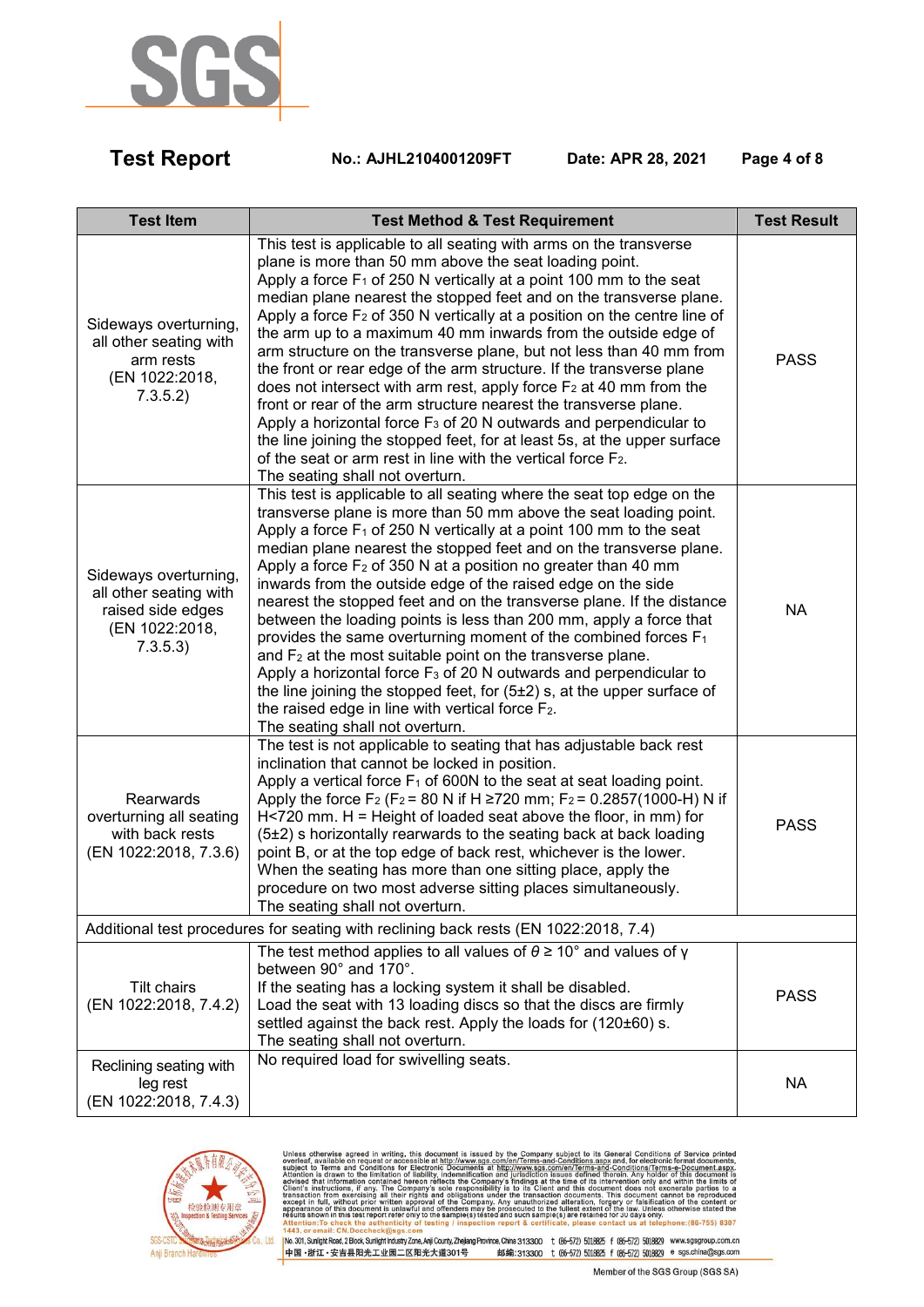| Test Item | Test Method & Test Requirement | Test Result |
|---|---|---|
| Sideways overturning, all other seating with arm rests (EN 1022:2018, 7.3.5.2) | This test is applicable to all seating with arms on the transverse plane is more than 50 mm above the seat loading point. Apply a force $F_1$ of 250 N vertically at a point 100 mm to the seat median plane nearest the stopped feet and on the transverse plane. Apply a force $F_2$ of 350 N vertically at a position on the centre line of the arm up to a maximum 40 mm inwards from the outside edge of arm structure on the transverse plane, but not less than 40 mm from the front or rear edge of the arm structure. If the transverse plane does not intersect with arm rest, apply force $F_2$ at 40 mm from the front or rear of the arm structure nearest the transverse plane. Apply a horizontal force $F_3$ of 20 N outwards and perpendicular to the line joining the stopped feet, for at least 5s, at the upper surface of the seat or arm rest in line with the vertical force $F_2$. The seating shall not overturn. | PASS |
| Sideways overturning, all other seating with raised side edges (EN 1022:2018, 7.3.5.3) | This test is applicable to all seating where the seat top edge on the transverse plane is more than 50 mm above the seat loading point. Apply a force $F_1$ of 250 N vertically at a point 100 mm to the seat median plane nearest the stopped feet and on the transverse plane. Apply a force $F_2$ of 350 N at a position no greater than 40 mm inwards from the outside edge of the raised edge on the side nearest the stopped feet and on the transverse plane. If the distance between the loading points is less than 200 mm, apply a force that provides the same overturning moment of the combined forces $F_1$ and $F_2$ at the most suitable point on the transverse plane. Apply a horizontal force $F_3$ of 20 N outwards and perpendicular to the line joining the stopped feet, for (5±2) s, at the upper surface of the raised edge in line with vertical force $F_2$. The seating shall not overturn. | NA |
| Rearwards overturning all seating with back rests (EN 1022:2018, 7.3.6) | The test is not applicable to seating that has adjustable back rest inclination that cannot be locked in position. Apply a vertical force $F_1$ of 600N to the seat at seat loading point. Apply the force $F_2$ ($F_2$ = 80 N if H ≥720 mm; $F_2$ = 0.2857(1000-H) N if H<720 mm. H = Height of loaded seat above the floor, in mm) for (5±2) s horizontally rearwards to the seating back at back loading point B, or at the top edge of back rest, whichever is the lower. When the seating has more than one sitting place, apply the procedure on two most adverse sitting places simultaneously. The seating shall not overturn. | PASS |
| Additional test procedures for seating with reclining back rests (EN 1022:2018, 7.4) | | |
| Tilt chairs (EN 1022:2018, 7.4.2) | The test method applies to all values of $\theta \geq 10°$ and values of $\gamma$ between 90° and 170°. If the seating has a locking system it shall be disabled. Load the seat with 13 loading discs so that the discs are firmly settled against the back rest. Apply the loads for (120±60) s. The seating shall not overturn. | PASS |
| Reclining seating with leg rest (EN 1022:2018, 7.4.3) | No required load for swivelling seats. | NA |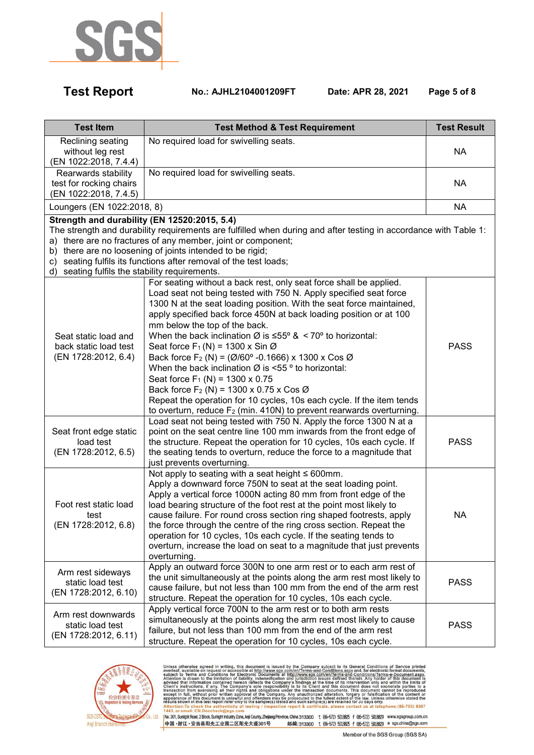| Test Item | Test Method & Test Requirement | Test Result |
|---|---|---|
| Reclining seating without leg rest (EN 1022:2018, 7.4.4) | No required load for swivelling seats. | NA |
| Rearwards stability test for rocking chairs (EN 1022:2018, 7.4.5) | No required load for swivelling seats. | NA |
| Loungers (EN 1022:2018, 8) | | NA |
| **Strength and durability (EN 12520:2015, 5.4)**<br>The strength and durability requirements are fulfilled when during and after testing in accordance with Table 1:<br>a) there are no fractures of any member, joint or component;<br>b) there are no loosening of joints intended to be rigid;<br>c) seating fulfils its functions after removal of the test loads;<br>d) seating fulfils the stability requirements. | | |
| Seat static load and back static load test (EN 1728:2012, 6.4) | For seating without a back rest, only seat force shall be applied.<br>Load seat not being tested with 750 N. Apply specified seat force 1300 N at the seat loading position. With the seat force maintained, apply specified back force 450N at back loading position or at 100 mm below the top of the back.<br>When the back inclination Ø is ≤55º & < 70º to horizontal:<br>Seat force $F_1$ (N) = 1300 x Sin Ø<br>Back force $F_2$ (N) = (Ø/60º -0.1666) x 1300 x Cos Ø<br>When the back inclination Ø is <55 º to horizontal:<br>Seat force $F_1$ (N) = 1300 x 0.75<br>Back force $F_2$ (N) = 1300 x 0.75 x Cos Ø<br>Repeat the operation for 10 cycles, 10s each cycle. If the item tends to overturn, reduce $F_2$ (min. 410N) to prevent rearwards overturning. | PASS |
| Seat front edge static load test (EN 1728:2012, 6.5) | Load seat not being tested with 750 N. Apply the force 1300 N at a point on the seat centre line 100 mm inwards from the front edge of the structure. Repeat the operation for 10 cycles, 10s each cycle. If the seating tends to overturn, reduce the force to a magnitude that just prevents overturning. | PASS |
| Foot rest static load test (EN 1728:2012, 6.8) | Not apply to seating with a seat height ≤ 600mm.<br>Apply a downward force 750N to seat at the seat loading point.<br>Apply a vertical force 1000N acting 80 mm from front edge of the load bearing structure of the foot rest at the point most likely to cause failure. For round cross section ring shaped footrests, apply the force through the centre of the ring cross section. Repeat the operation for 10 cycles, 10s each cycle. If the seating tends to overturn, increase the load on seat to a magnitude that just prevents overturning. | NA |
| Arm rest sideways static load test (EN 1728:2012, 6.10) | Apply an outward force 300N to one arm rest or to each arm rest of the unit simultaneously at the points along the arm rest most likely to cause failure, but not less than 100 mm from the end of the arm rest structure. Repeat the operation for 10 cycles, 10s each cycle. | PASS |
| Arm rest downwards static load test (EN 1728:2012, 6.11) | Apply vertical force 700N to the arm rest or to both arm rests simultaneously at the points along the arm rest most likely to cause failure, but not less than 100 mm from the end of the arm rest structure. Repeat the operation for 10 cycles, 10s each cycle. | PASS |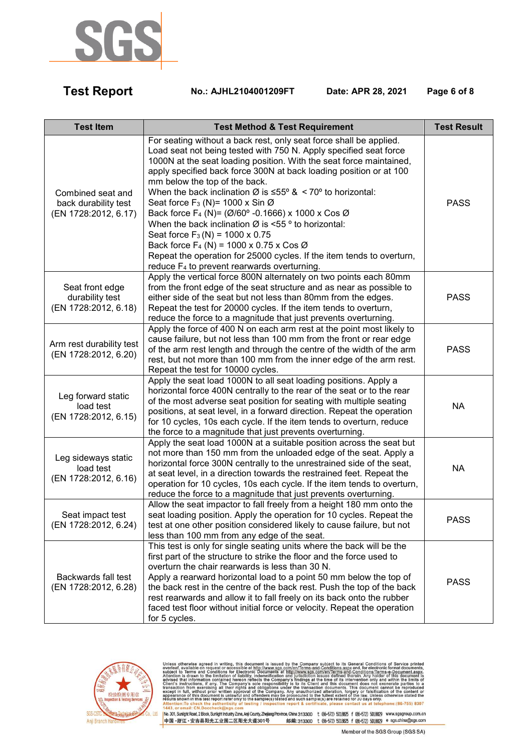| Test Item | Test Method & Test Requirement | Test Result |
|---|---|---|
| Combined seat and back durability test (EN 1728:2012, 6.17) | For seating without a back rest, only seat force shall be applied. Load seat not being tested with 750 N. Apply specified seat force 1000N at the seat loading position. With the seat force maintained, apply specified back force 300N at back loading position or at 100 mm below the top of the back.<br>When the back inclination Ø is ≤55º & < 70º to horizontal:<br>Seat force $F_3$ (N)= 1000 x Sin Ø<br>Back force $F_4$ (N)= (Ø/60º -0.1666) x 1000 x Cos Ø<br>When the back inclination Ø is <55 º to horizontal:<br>Seat force $F_3$ (N) = 1000 x 0.75<br>Back force $F_4$ (N) = 1000 x 0.75 x Cos Ø<br>Repeat the operation for 25000 cycles. If the item tends to overturn, reduce $F_4$ to prevent rearwards overturning. | PASS |
| Seat front edge durability test (EN 1728:2012, 6.18) | Apply the vertical force 800N alternately on two points each 80mm from the front edge of the seat structure and as near as possible to either side of the seat but not less than 80mm from the edges. Repeat the test for 20000 cycles. If the item tends to overturn, reduce the force to a magnitude that just prevents overturning. | PASS |
| Arm rest durability test (EN 1728:2012, 6.20) | Apply the force of 400 N on each arm rest at the point most likely to cause failure, but not less than 100 mm from the front or rear edge of the arm rest length and through the centre of the width of the arm rest, but not more than 100 mm from the inner edge of the arm rest. Repeat the test for 10000 cycles. | PASS |
| Leg forward static load test (EN 1728:2012, 6.15) | Apply the seat load 1000N to all seat loading positions. Apply a horizontal force 400N centrally to the rear of the seat or to the rear of the most adverse seat position for seating with multiple seating positions, at seat level, in a forward direction. Repeat the operation for 10 cycles, 10s each cycle. If the item tends to overturn, reduce the force to a magnitude that just prevents overturning. | NA |
| Leg sideways static load test (EN 1728:2012, 6.16) | Apply the seat load 1000N at a suitable position across the seat but not more than 150 mm from the unloaded edge of the seat. Apply a horizontal force 300N centrally to the unrestrained side of the seat, at seat level, in a direction towards the restrained feet. Repeat the operation for 10 cycles, 10s each cycle. If the item tends to overturn, reduce the force to a magnitude that just prevents overturning. | NA |
| Seat impact test (EN 1728:2012, 6.24) | Allow the seat impactor to fall freely from a height 180 mm onto the seat loading position. Apply the operation for 10 cycles. Repeat the test at one other position considered likely to cause failure, but not less than 100 mm from any edge of the seat. | PASS |
| Backwards fall test (EN 1728:2012, 6.28) | This test is only for single seating units where the back will be the first part of the structure to strike the floor and the force used to overturn the chair rearwards is less than 30 N.<br>Apply a rearward horizontal load to a point 50 mm below the top of the back rest in the centre of the back rest. Push the top of the back rest rearwards and allow it to fall freely on its back onto the rubber faced test floor without initial force or velocity. Repeat the operation for 5 cycles. | PASS |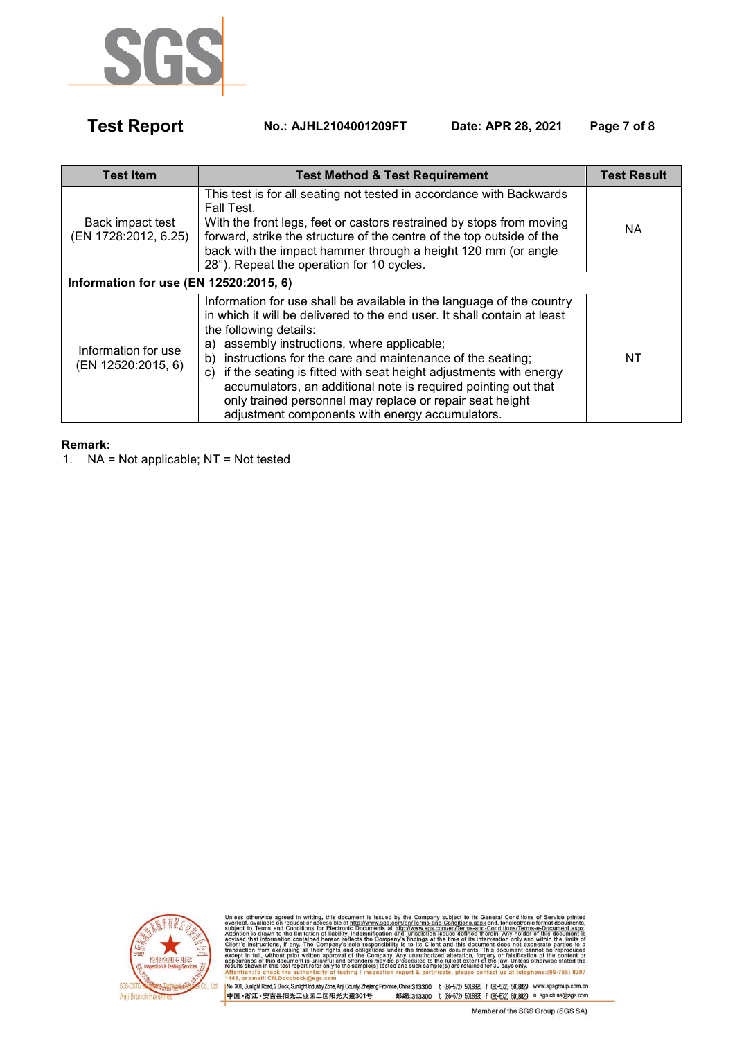| Test Item | Test Method & Test Requirement | Test Result |
|---|---|---|
| Back impact test (EN 1728:2012, 6.25) | This test is for all seating not tested in accordance with Backwards Fall Test. With the front legs, feet or castors restrained by stops from moving forward, strike the structure of the centre of the top outside of the back with the impact hammer through a height 120 mm (or angle 28°). Repeat the operation for 10 cycles. | NA |
| **Information for use (EN 12520:2015, 6)** | | |
| Information for use (EN 12520:2015, 6) | Information for use shall be available in the language of the country in which it will be delivered to the end user. It shall contain at least the following details:<br>a) assembly instructions, where applicable;<br>b) instructions for the care and maintenance of the seating;<br>c) if the seating is fitted with seat height adjustments with energy accumulators, an additional note is required pointing out that only trained personnel may replace or repair seat height adjustment components with energy accumulators. | NT |

**Remark:**

1. NA = Not applicable; NT = Not tested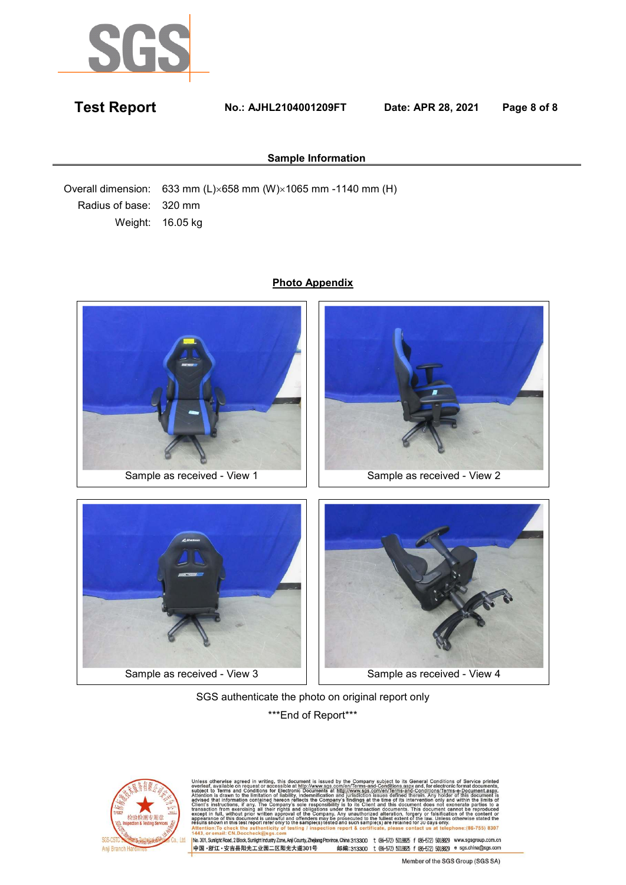**Test Report** No.: AJHL2104001209FT Date: APR 28, 2021

## Sample Information

Overall dimension: 633 mm (L)×658 mm (W)×1065 mm -1140 mm (H)

Radius of base: 320 mm

Weight: 16.05 kg

## Photo Appendix

Sample as received - View 1

Sample as received - View 2

Sample as received - View 3

Sample as received - View 4

SGS authenticate the photo on original report only

***End of Report***

Unless otherwise agreed in writing, this document is issued by the Company subject to its General Conditions of Service printed overleaf, available on request or accessible at http://www.sgs.com/en/Terms-and-Conditions.aspx and, for electronic format documents, subject to Terms and Conditions for Electronic Documents at http://www.sgs.com/en/Terms-and-Conditions/Terms-e-Document.aspx. Attention is drawn to the limitation of liability, indemnification and jurisdiction issues defined therein. Any holder of this document is advised that information contained hereon reflects the Company's findings at the time of its intervention only and within the limits of Client's instructions, if any. The Company's sole responsibility is to its Client and this document does not exonerate parties to a transaction from exercising all their rights and obligations under the transaction documents. This document cannot be reproduced except in full, without prior written approval of the Company. Any unauthorized alteration, forgery or falsification of the content or appearance of this document is unlawful and offenders may be prosecuted to the fullest extent of the law. Unless otherwise stated the results shown in this test report refer only to the sample(s) tested and such sample(s) are retained for 30 days only.
Attention:To check the authenticity of testing / inspection report & certificate, please contact us at telephone:(86-755) 8307 1443, or email: CN.Doccheck@sgs.com

SGS-CSTC Standards Technical Services Co., Ltd. Anji Branch Hardlines

No. 301, Sunlight Road, 2 Block, Sunlight Industry Zone, Anji County, Zhejiang Province, China 313300 t (86-572) 5018825 f (86-572) 5018829 www.sgsgroup.com.cn
中国・浙江・安吉县阳光工业园二区阳光大道301号 邮编:313300 t (86-572) 5018825 f (86-572) 5018829 e sgs.china@sgs.com

Member of the SGS Group (SGS SA)